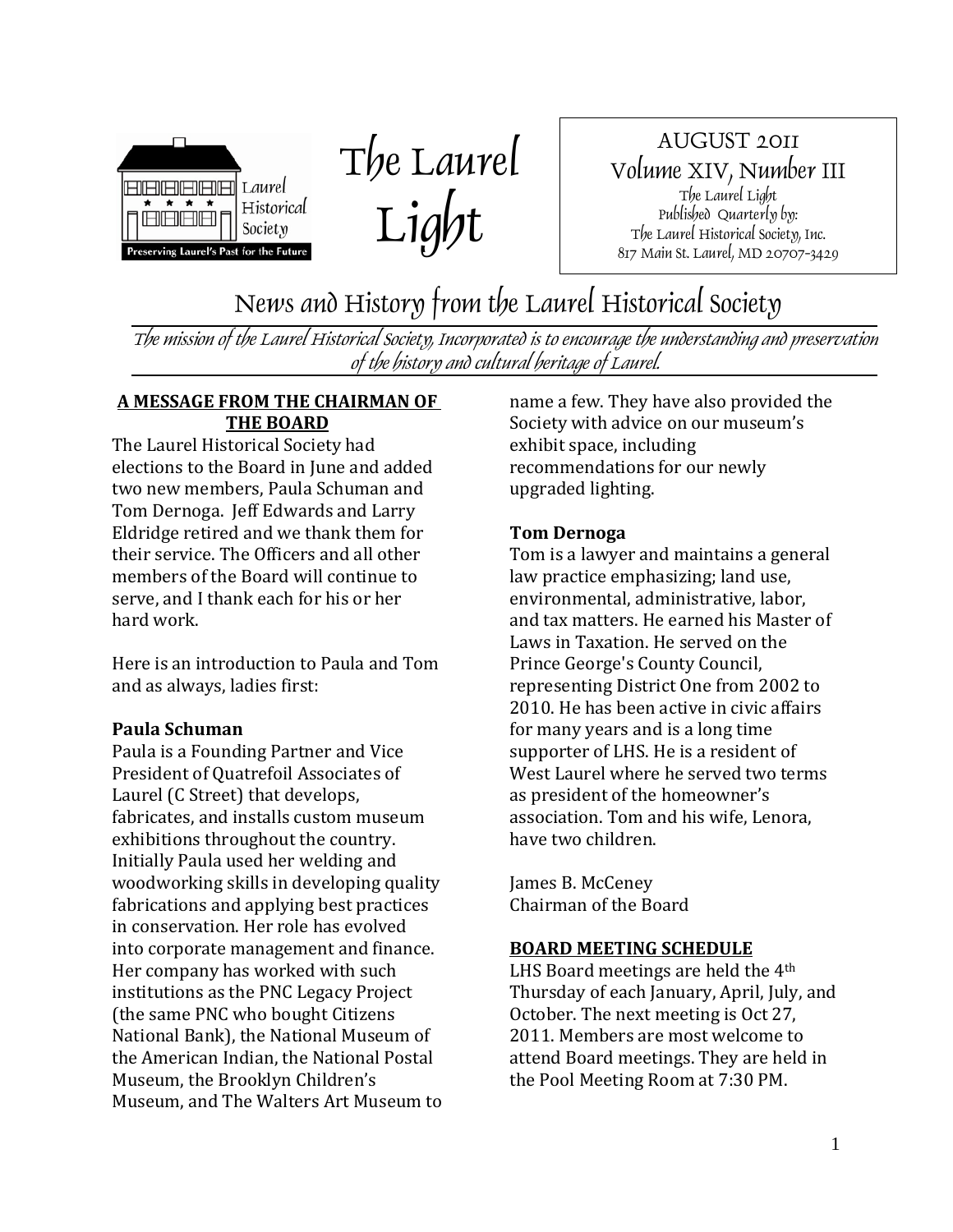Laurel Historical Society

Preserving Laurel's Past for the Future

# The Laurel Light

AUGUST 2011
Volume XIV, Number III
The Laurel Light
Published Quarterly by:
The Laurel Historical Society, Inc.
817 Main St. Laurel, MD 20707-3429

## News and History from the Laurel Historical Society

*The mission of the Laurel Historical Society, Incorporated is to encourage the understanding and preservation of the history and cultural heritage of Laurel.*

### A MESSAGE FROM THE CHAIRMAN OF THE BOARD

The Laurel Historical Society had elections to the Board in June and added two new members, Paula Schuman and Tom Dernoga. Jeff Edwards and Larry Eldridge retired and we thank them for their service. The Officers and all other members of the Board will continue to serve, and I thank each for his or her hard work.

Here is an introduction to Paula and Tom and as always, ladies first:

**Paula Schuman**

Paula is a Founding Partner and Vice President of Quatrefoil Associates of Laurel (C Street) that develops, fabricates, and installs custom museum exhibitions throughout the country. Initially Paula used her welding and woodworking skills in developing quality fabrications and applying best practices in conservation. Her role has evolved into corporate management and finance. Her company has worked with such institutions as the PNC Legacy Project (the same PNC who bought Citizens National Bank), the National Museum of the American Indian, the National Postal Museum, the Brooklyn Children's Museum, and The Walters Art Museum to name a few. They have also provided the Society with advice on our museum's exhibit space, including recommendations for our newly upgraded lighting.

**Tom Dernoga**

Tom is a lawyer and maintains a general law practice emphasizing; land use, environmental, administrative, labor, and tax matters. He earned his Master of Laws in Taxation. He served on the Prince George's County Council, representing District One from 2002 to 2010. He has been active in civic affairs for many years and is a long time supporter of LHS. He is a resident of West Laurel where he served two terms as president of the homeowner's association. Tom and his wife, Lenora, have two children.

James B. McCeney
Chairman of the Board

### BOARD MEETING SCHEDULE

LHS Board meetings are held the 4th Thursday of each January, April, July, and October. The next meeting is Oct 27, 2011. Members are most welcome to attend Board meetings. They are held in the Pool Meeting Room at 7:30 PM.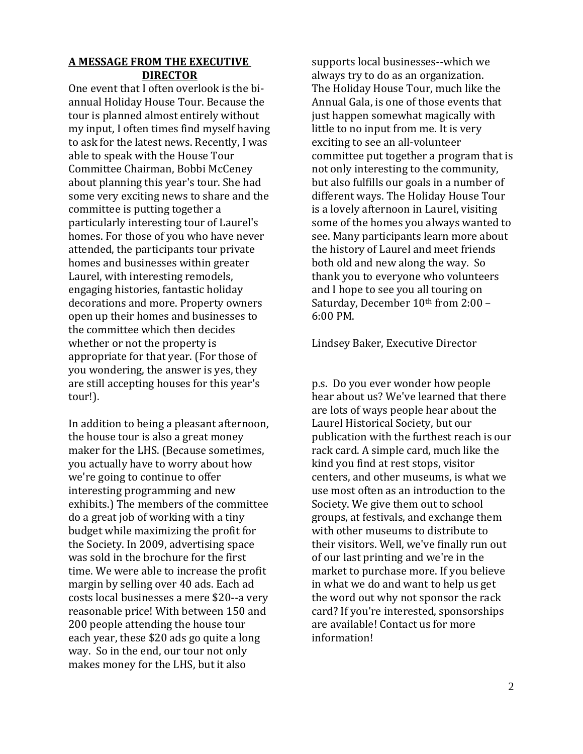## A MESSAGE FROM THE EXECUTIVE DIRECTOR

One event that I often overlook is the bi-annual Holiday House Tour. Because the tour is planned almost entirely without my input, I often times find myself having to ask for the latest news. Recently, I was able to speak with the House Tour Committee Chairman, Bobbi McCeney about planning this year's tour. She had some very exciting news to share and the committee is putting together a particularly interesting tour of Laurel's homes. For those of you who have never attended, the participants tour private homes and businesses within greater Laurel, with interesting remodels, engaging histories, fantastic holiday decorations and more. Property owners open up their homes and businesses to the committee which then decides whether or not the property is appropriate for that year. (For those of you wondering, the answer is yes, they are still accepting houses for this year's tour!).

In addition to being a pleasant afternoon, the house tour is also a great money maker for the LHS. (Because sometimes, you actually have to worry about how we're going to continue to offer interesting programming and new exhibits.) The members of the committee do a great job of working with a tiny budget while maximizing the profit for the Society. In 2009, advertising space was sold in the brochure for the first time. We were able to increase the profit margin by selling over 40 ads. Each ad costs local businesses a mere $20--a very reasonable price! With between 150 and 200 people attending the house tour each year, these $20 ads go quite a long way. So in the end, our tour not only makes money for the LHS, but it also supports local businesses--which we always try to do as an organization. The Holiday House Tour, much like the Annual Gala, is one of those events that just happen somewhat magically with little to no input from me. It is very exciting to see an all-volunteer committee put together a program that is not only interesting to the community, but also fulfills our goals in a number of different ways. The Holiday House Tour is a lovely afternoon in Laurel, visiting some of the homes you always wanted to see. Many participants learn more about the history of Laurel and meet friends both old and new along the way. So thank you to everyone who volunteers and I hope to see you all touring on Saturday, December 10th from 2:00 – 6:00 PM.

Lindsey Baker, Executive Director

p.s. Do you ever wonder how people hear about us? We've learned that there are lots of ways people hear about the Laurel Historical Society, but our publication with the furthest reach is our rack card. A simple card, much like the kind you find at rest stops, visitor centers, and other museums, is what we use most often as an introduction to the Society. We give them out to school groups, at festivals, and exchange them with other museums to distribute to their visitors. Well, we've finally run out of our last printing and we're in the market to purchase more. If you believe in what we do and want to help us get the word out why not sponsor the rack card? If you're interested, sponsorships are available! Contact us for more information!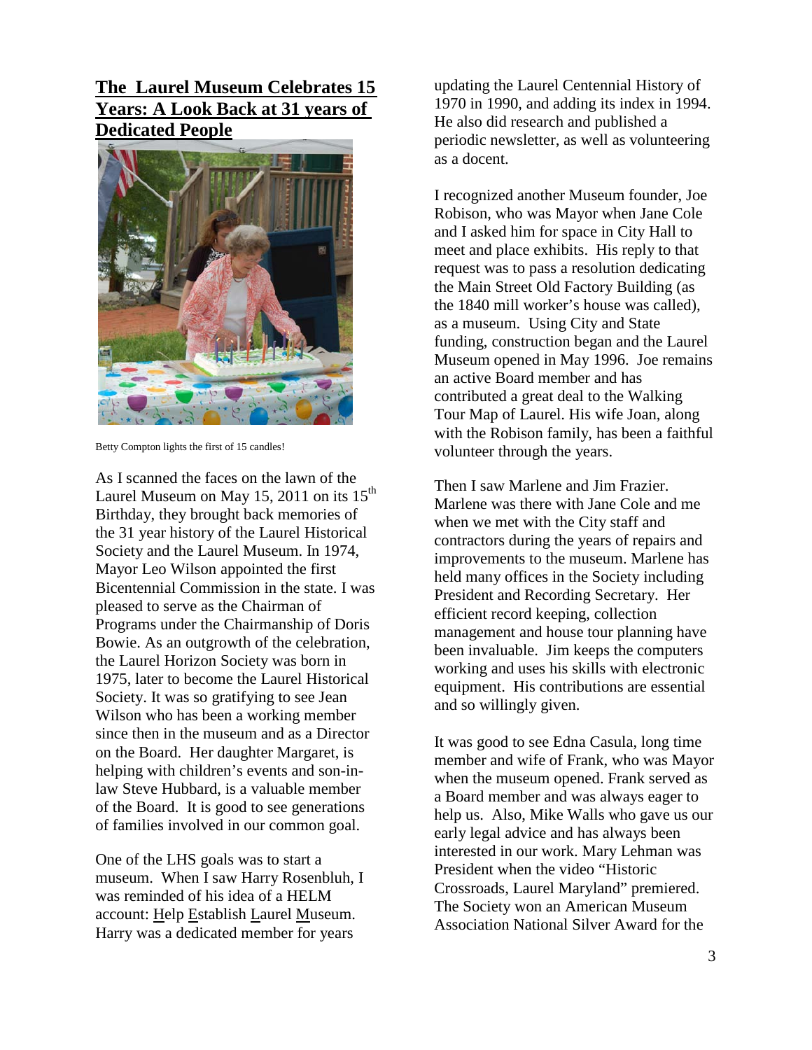## The Laurel Museum Celebrates 15 Years: A Look Back at 31 years of Dedicated People

Betty Compton lights the first of 15 candles!

As I scanned the faces on the lawn of the Laurel Museum on May 15, 2011 on its 15th Birthday, they brought back memories of the 31 year history of the Laurel Historical Society and the Laurel Museum. In 1974, Mayor Leo Wilson appointed the first Bicentennial Commission in the state. I was pleased to serve as the Chairman of Programs under the Chairmanship of Doris Bowie. As an outgrowth of the celebration, the Laurel Horizon Society was born in 1975, later to become the Laurel Historical Society. It was so gratifying to see Jean Wilson who has been a working member since then in the museum and as a Director on the Board. Her daughter Margaret, is helping with children's events and son-in-law Steve Hubbard, is a valuable member of the Board. It is good to see generations of families involved in our common goal.

One of the LHS goals was to start a museum. When I saw Harry Rosenbluh, I was reminded of his idea of a HELM account: Help Establish Laurel Museum. Harry was a dedicated member for years updating the Laurel Centennial History of 1970 in 1990, and adding its index in 1994. He also did research and published a periodic newsletter, as well as volunteering as a docent.

I recognized another Museum founder, Joe Robison, who was Mayor when Jane Cole and I asked him for space in City Hall to meet and place exhibits. His reply to that request was to pass a resolution dedicating the Main Street Old Factory Building (as the 1840 mill worker's house was called), as a museum. Using City and State funding, construction began and the Laurel Museum opened in May 1996. Joe remains an active Board member and has contributed a great deal to the Walking Tour Map of Laurel. His wife Joan, along with the Robison family, has been a faithful volunteer through the years.

Then I saw Marlene and Jim Frazier. Marlene was there with Jane Cole and me when we met with the City staff and contractors during the years of repairs and improvements to the museum. Marlene has held many offices in the Society including President and Recording Secretary. Her efficient record keeping, collection management and house tour planning have been invaluable. Jim keeps the computers working and uses his skills with electronic equipment. His contributions are essential and so willingly given.

It was good to see Edna Casula, long time member and wife of Frank, who was Mayor when the museum opened. Frank served as a Board member and was always eager to help us. Also, Mike Walls who gave us our early legal advice and has always been interested in our work. Mary Lehman was President when the video "Historic Crossroads, Laurel Maryland" premiered. The Society won an American Museum Association National Silver Award for the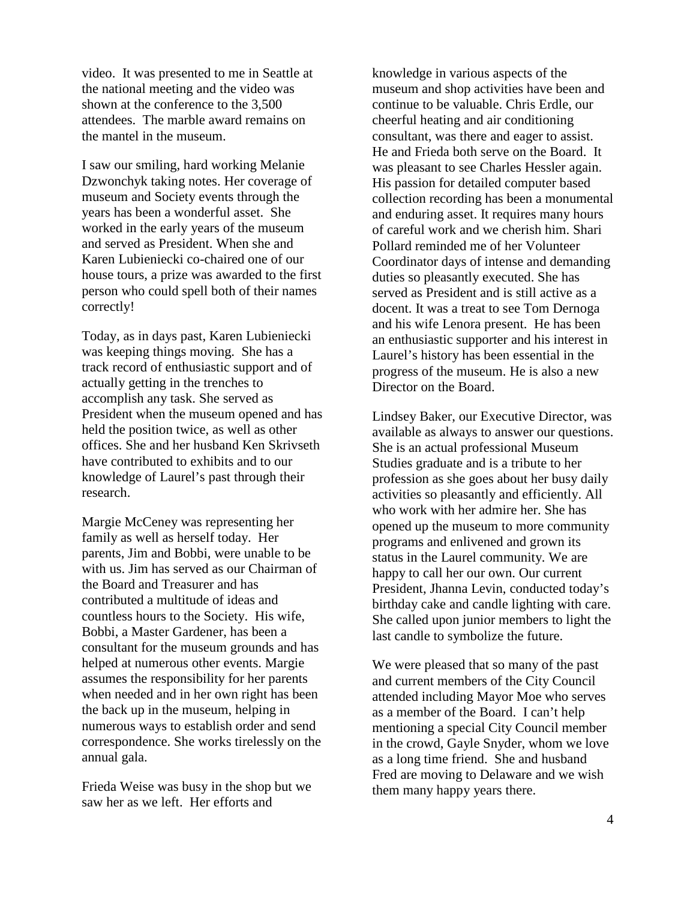video. It was presented to me in Seattle at the national meeting and the video was shown at the conference to the 3,500 attendees. The marble award remains on the mantel in the museum.

I saw our smiling, hard working Melanie Dzwonchyk taking notes. Her coverage of museum and Society events through the years has been a wonderful asset. She worked in the early years of the museum and served as President. When she and Karen Lubieniecki co-chaired one of our house tours, a prize was awarded to the first person who could spell both of their names correctly!

Today, as in days past, Karen Lubieniecki was keeping things moving. She has a track record of enthusiastic support and of actually getting in the trenches to accomplish any task. She served as President when the museum opened and has held the position twice, as well as other offices. She and her husband Ken Skrivseth have contributed to exhibits and to our knowledge of Laurel's past through their research.

Margie McCeney was representing her family as well as herself today. Her parents, Jim and Bobbi, were unable to be with us. Jim has served as our Chairman of the Board and Treasurer and has contributed a multitude of ideas and countless hours to the Society. His wife, Bobbi, a Master Gardener, has been a consultant for the museum grounds and has helped at numerous other events. Margie assumes the responsibility for her parents when needed and in her own right has been the back up in the museum, helping in numerous ways to establish order and send correspondence. She works tirelessly on the annual gala.

Frieda Weise was busy in the shop but we saw her as we left. Her efforts and knowledge in various aspects of the museum and shop activities have been and continue to be valuable. Chris Erdle, our cheerful heating and air conditioning consultant, was there and eager to assist. He and Frieda both serve on the Board. It was pleasant to see Charles Hessler again. His passion for detailed computer based collection recording has been a monumental and enduring asset. It requires many hours of careful work and we cherish him. Shari Pollard reminded me of her Volunteer Coordinator days of intense and demanding duties so pleasantly executed. She has served as President and is still active as a docent. It was a treat to see Tom Dernoga and his wife Lenora present. He has been an enthusiastic supporter and his interest in Laurel's history has been essential in the progress of the museum. He is also a new Director on the Board.

Lindsey Baker, our Executive Director, was available as always to answer our questions. She is an actual professional Museum Studies graduate and is a tribute to her profession as she goes about her busy daily activities so pleasantly and efficiently. All who work with her admire her. She has opened up the museum to more community programs and enlivened and grown its status in the Laurel community. We are happy to call her our own. Our current President, Jhanna Levin, conducted today's birthday cake and candle lighting with care. She called upon junior members to light the last candle to symbolize the future.

We were pleased that so many of the past and current members of the City Council attended including Mayor Moe who serves as a member of the Board. I can't help mentioning a special City Council member in the crowd, Gayle Snyder, whom we love as a long time friend. She and husband Fred are moving to Delaware and we wish them many happy years there.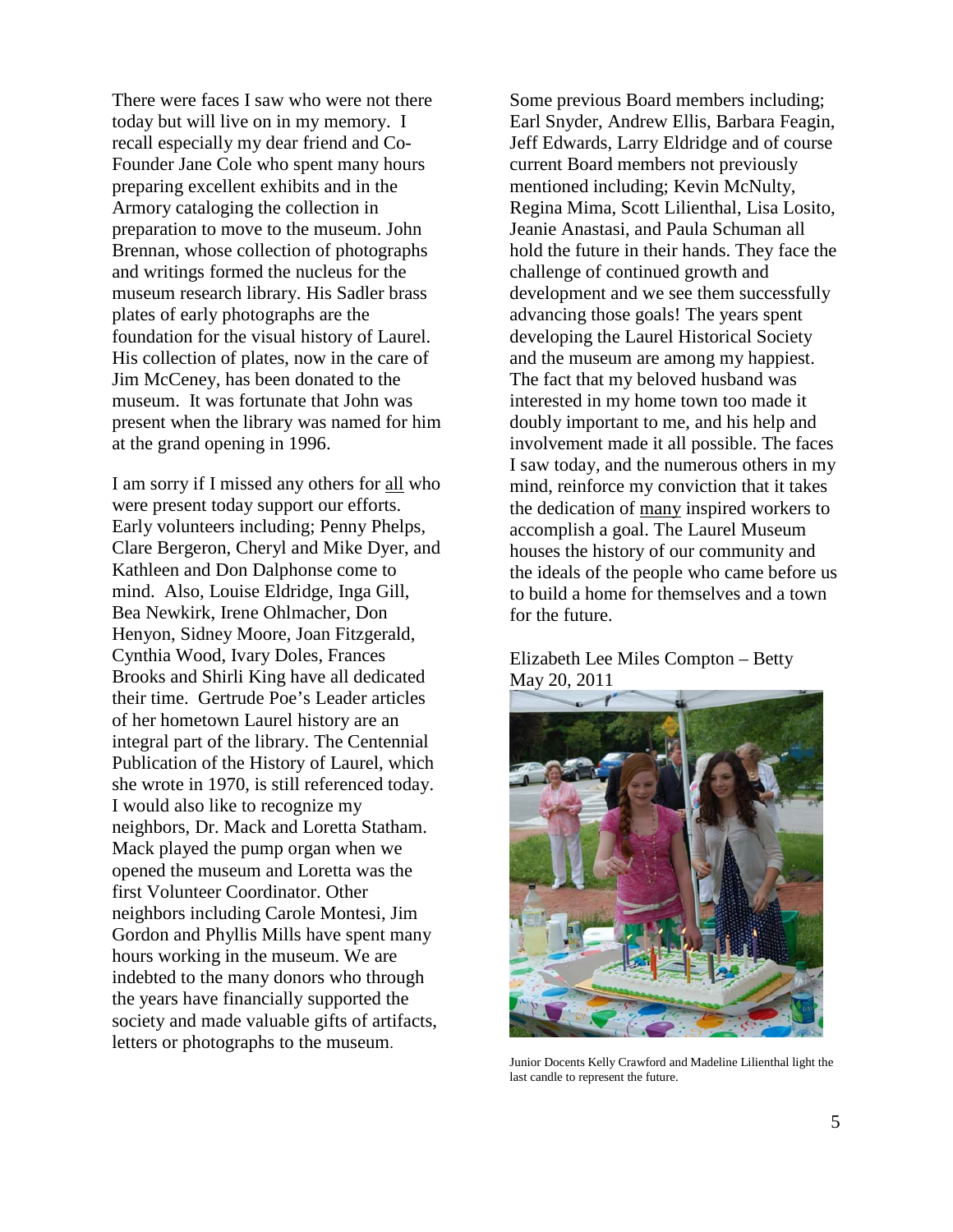There were faces I saw who were not there today but will live on in my memory. I recall especially my dear friend and Co-Founder Jane Cole who spent many hours preparing excellent exhibits and in the Armory cataloging the collection in preparation to move to the museum. John Brennan, whose collection of photographs and writings formed the nucleus for the museum research library. His Sadler brass plates of early photographs are the foundation for the visual history of Laurel. His collection of plates, now in the care of Jim McCeney, has been donated to the museum. It was fortunate that John was present when the library was named for him at the grand opening in 1996.

I am sorry if I missed any others for all who were present today support our efforts. Early volunteers including; Penny Phelps, Clare Bergeron, Cheryl and Mike Dyer, and Kathleen and Don Dalphonse come to mind. Also, Louise Eldridge, Inga Gill, Bea Newkirk, Irene Ohlmacher, Don Henyon, Sidney Moore, Joan Fitzgerald, Cynthia Wood, Ivary Doles, Frances Brooks and Shirli King have all dedicated their time. Gertrude Poe's Leader articles of her hometown Laurel history are an integral part of the library. The Centennial Publication of the History of Laurel, which she wrote in 1970, is still referenced today. I would also like to recognize my neighbors, Dr. Mack and Loretta Statham. Mack played the pump organ when we opened the museum and Loretta was the first Volunteer Coordinator. Other neighbors including Carole Montesi, Jim Gordon and Phyllis Mills have spent many hours working in the museum. We are indebted to the many donors who through the years have financially supported the society and made valuable gifts of artifacts, letters or photographs to the museum.

Some previous Board members including; Earl Snyder, Andrew Ellis, Barbara Feagin, Jeff Edwards, Larry Eldridge and of course current Board members not previously mentioned including; Kevin McNulty, Regina Mima, Scott Lilienthal, Lisa Losito, Jeanie Anastasi, and Paula Schuman all hold the future in their hands. They face the challenge of continued growth and development and we see them successfully advancing those goals! The years spent developing the Laurel Historical Society and the museum are among my happiest. The fact that my beloved husband was interested in my home town too made it doubly important to me, and his help and involvement made it all possible. The faces I saw today, and the numerous others in my mind, reinforce my conviction that it takes the dedication of many inspired workers to accomplish a goal. The Laurel Museum houses the history of our community and the ideals of the people who came before us to build a home for themselves and a town for the future.

Elizabeth Lee Miles Compton – Betty
May 20, 2011

Junior Docents Kelly Crawford and Madeline Lilienthal light the last candle to represent the future.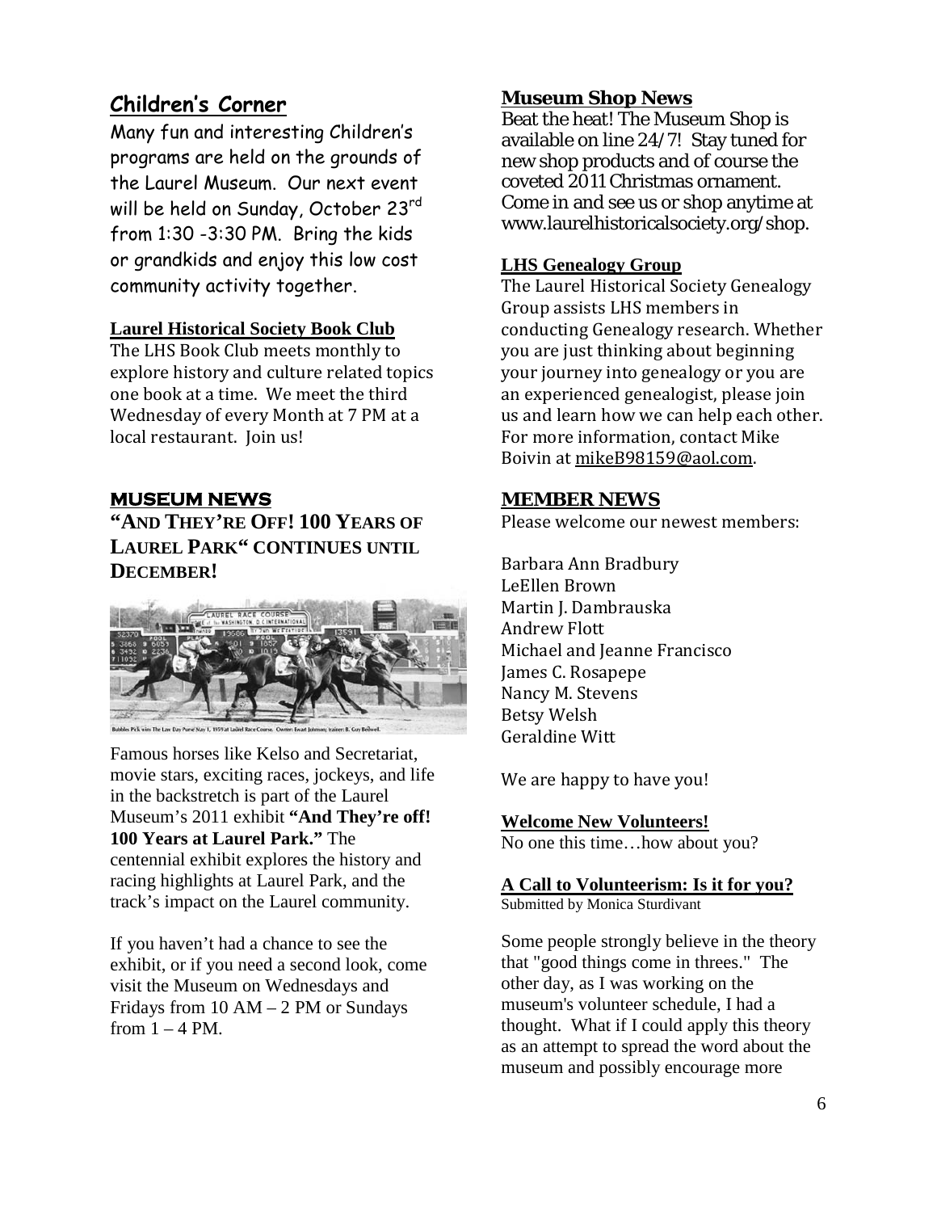## Children's Corner

Many fun and interesting Children's programs are held on the grounds of the Laurel Museum. Our next event will be held on Sunday, October 23rd from 1:30 -3:30 PM. Bring the kids or grandkids and enjoy this low cost community activity together.

### Laurel Historical Society Book Club

The LHS Book Club meets monthly to explore history and culture related topics one book at a time. We meet the third Wednesday of every Month at 7 PM at a local restaurant. Join us!

## MUSEUM NEWS

### "AND THEY'RE OFF! 100 YEARS OF LAUREL PARK" CONTINUES UNTIL DECEMBER!

Bubbles Pick wins The Law Day Purse May 1, 1959 at Laurel Race Course. Owner: Ewart Johnson; trainer: B. Guy Bedwell.

Famous horses like Kelso and Secretariat, movie stars, exciting races, jockeys, and life in the backstretch is part of the Laurel Museum's 2011 exhibit **"And They're off! 100 Years at Laurel Park."** The centennial exhibit explores the history and racing highlights at Laurel Park, and the track's impact on the Laurel community.

If you haven't had a chance to see the exhibit, or if you need a second look, come visit the Museum on Wednesdays and Fridays from 10 AM – 2 PM or Sundays from 1 – 4 PM.

## Museum Shop News

Beat the heat! The Museum Shop is available on line 24/7! Stay tuned for new shop products and of course the coveted 2011 Christmas ornament. Come in and see us or shop anytime at www.laurelhistoricalsociety.org/shop.

### LHS Genealogy Group

The Laurel Historical Society Genealogy Group assists LHS members in conducting Genealogy research. Whether you are just thinking about beginning your journey into genealogy or you are an experienced genealogist, please join us and learn how we can help each other. For more information, contact Mike Boivin at mikeB98159@aol.com.

## MEMBER NEWS

Please welcome our newest members:

Barbara Ann Bradbury
LeEllen Brown
Martin J. Dambrauska
Andrew Flott
Michael and Jeanne Francisco
James C. Rosapepe
Nancy M. Stevens
Betsy Welsh
Geraldine Witt

We are happy to have you!

### Welcome New Volunteers!

No one this time…how about you?

### A Call to Volunteerism: Is it for you?

Submitted by Monica Sturdivant

Some people strongly believe in the theory that "good things come in threes." The other day, as I was working on the museum's volunteer schedule, I had a thought. What if I could apply this theory as an attempt to spread the word about the museum and possibly encourage more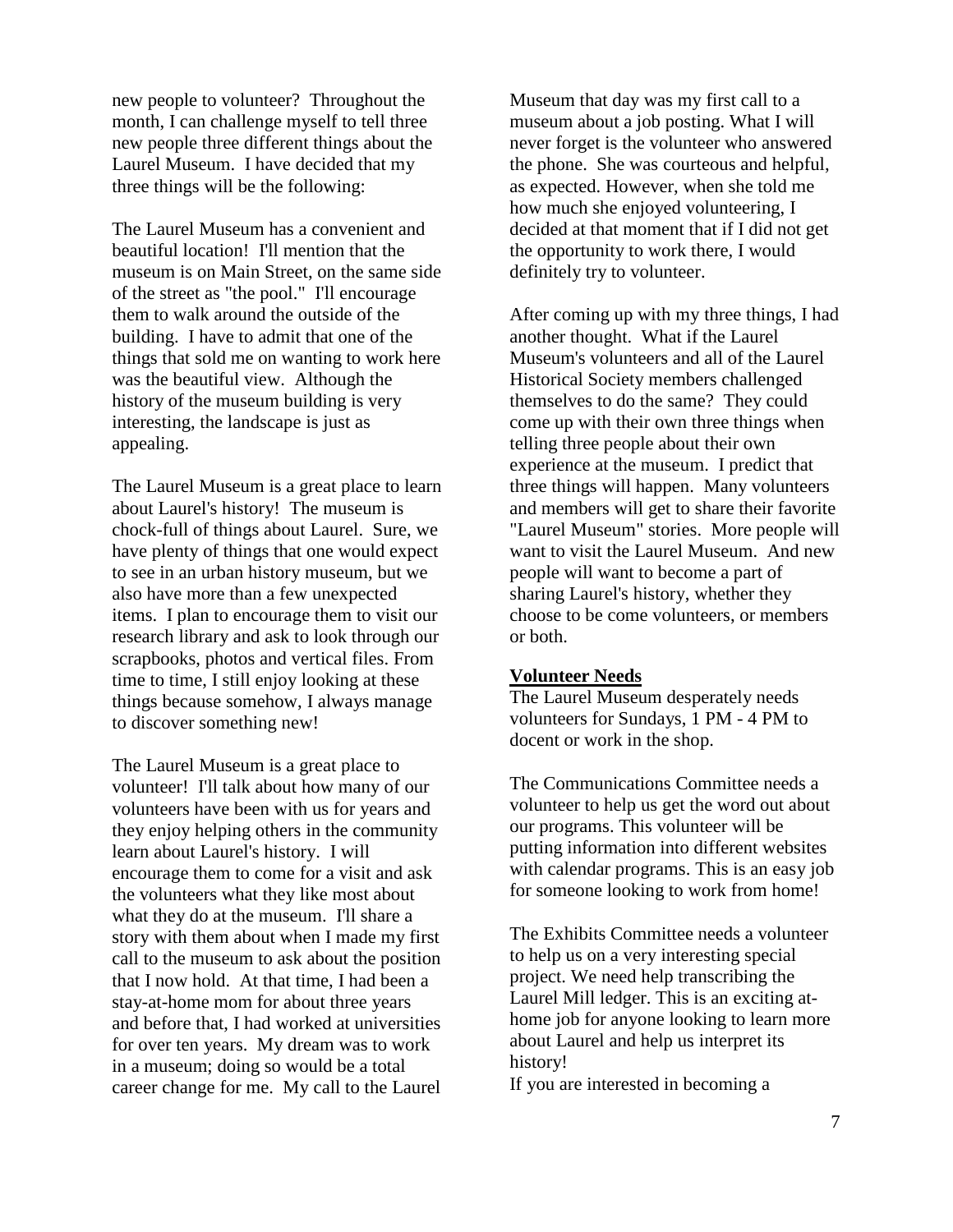new people to volunteer? Throughout the month, I can challenge myself to tell three new people three different things about the Laurel Museum. I have decided that my three things will be the following:

The Laurel Museum has a convenient and beautiful location! I'll mention that the museum is on Main Street, on the same side of the street as "the pool." I'll encourage them to walk around the outside of the building. I have to admit that one of the things that sold me on wanting to work here was the beautiful view. Although the history of the museum building is very interesting, the landscape is just as appealing.

The Laurel Museum is a great place to learn about Laurel's history! The museum is chock-full of things about Laurel. Sure, we have plenty of things that one would expect to see in an urban history museum, but we also have more than a few unexpected items. I plan to encourage them to visit our research library and ask to look through our scrapbooks, photos and vertical files. From time to time, I still enjoy looking at these things because somehow, I always manage to discover something new!

The Laurel Museum is a great place to volunteer! I'll talk about how many of our volunteers have been with us for years and they enjoy helping others in the community learn about Laurel's history. I will encourage them to come for a visit and ask the volunteers what they like most about what they do at the museum. I'll share a story with them about when I made my first call to the museum to ask about the position that I now hold. At that time, I had been a stay-at-home mom for about three years and before that, I had worked at universities for over ten years. My dream was to work in a museum; doing so would be a total career change for me. My call to the Laurel Museum that day was my first call to a museum about a job posting. What I will never forget is the volunteer who answered the phone. She was courteous and helpful, as expected. However, when she told me how much she enjoyed volunteering, I decided at that moment that if I did not get the opportunity to work there, I would definitely try to volunteer.

After coming up with my three things, I had another thought. What if the Laurel Museum's volunteers and all of the Laurel Historical Society members challenged themselves to do the same? They could come up with their own three things when telling three people about their own experience at the museum. I predict that three things will happen. Many volunteers and members will get to share their favorite "Laurel Museum" stories. More people will want to visit the Laurel Museum. And new people will want to become a part of sharing Laurel's history, whether they choose to be come volunteers, or members or both.

**Volunteer Needs**

The Laurel Museum desperately needs volunteers for Sundays, 1 PM - 4 PM to docent or work in the shop.

The Communications Committee needs a volunteer to help us get the word out about our programs. This volunteer will be putting information into different websites with calendar programs. This is an easy job for someone looking to work from home!

The Exhibits Committee needs a volunteer to help us on a very interesting special project. We need help transcribing the Laurel Mill ledger. This is an exciting at-home job for anyone looking to learn more about Laurel and help us interpret its history!

If you are interested in becoming a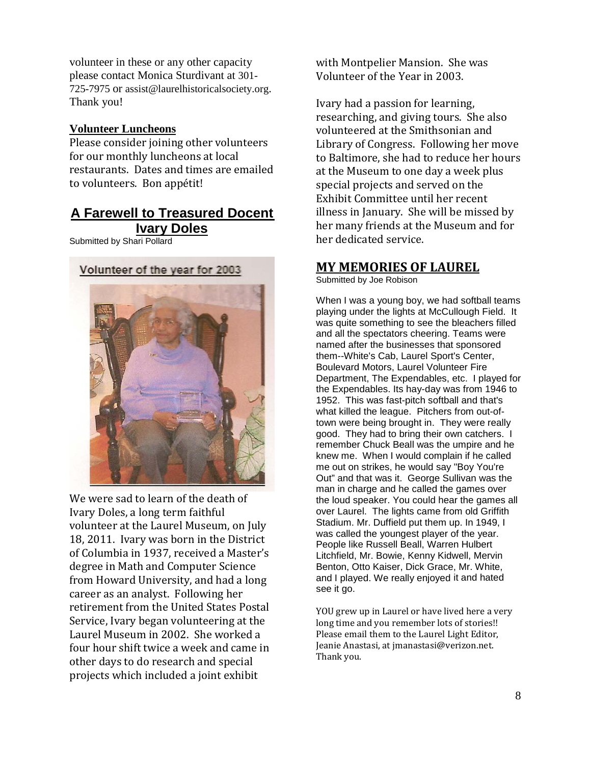volunteer in these or any other capacity please contact Monica Sturdivant at 301-725-7975 or assist@laurelhistoricalsociety.org. Thank you!

**Volunteer Luncheons**

Please consider joining other volunteers for our monthly luncheons at local restaurants. Dates and times are emailed to volunteers. Bon appétit!

## A Farewell to Treasured Docent Ivary Doles

Submitted by Shari Pollard

Volunteer of the year for 2003

We were sad to learn of the death of Ivary Doles, a long term faithful volunteer at the Laurel Museum, on July 18, 2011. Ivary was born in the District of Columbia in 1937, received a Master's degree in Math and Computer Science from Howard University, and had a long career as an analyst. Following her retirement from the United States Postal Service, Ivary began volunteering at the Laurel Museum in 2002. She worked a four hour shift twice a week and came in other days to do research and special projects which included a joint exhibit with Montpelier Mansion. She was Volunteer of the Year in 2003.

Ivary had a passion for learning, researching, and giving tours. She also volunteered at the Smithsonian and Library of Congress. Following her move to Baltimore, she had to reduce her hours at the Museum to one day a week plus special projects and served on the Exhibit Committee until her recent illness in January. She will be missed by her many friends at the Museum and for her dedicated service.

## MY MEMORIES OF LAUREL

Submitted by Joe Robison

When I was a young boy, we had softball teams playing under the lights at McCullough Field. It was quite something to see the bleachers filled and all the spectators cheering. Teams were named after the businesses that sponsored them--White's Cab, Laurel Sport's Center, Boulevard Motors, Laurel Volunteer Fire Department, The Expendables, etc. I played for the Expendables. Its hay-day was from 1946 to 1952. This was fast-pitch softball and that's what killed the league. Pitchers from out-of-town were being brought in. They were really good. They had to bring their own catchers. I remember Chuck Beall was the umpire and he knew me. When I would complain if he called me out on strikes, he would say "Boy You're Out" and that was it. George Sullivan was the man in charge and he called the games over the loud speaker. You could hear the games all over Laurel. The lights came from old Griffith Stadium. Mr. Duffield put them up. In 1949, I was called the youngest player of the year. People like Russell Beall, Warren Hulbert Litchfield, Mr. Bowie, Kenny Kidwell, Mervin Benton, Otto Kaiser, Dick Grace, Mr. White, and I played. We really enjoyed it and hated see it go.

YOU grew up in Laurel or have lived here a very long time and you remember lots of stories!! Please email them to the Laurel Light Editor, Jeanie Anastasi, at jmanastasi@verizon.net. Thank you.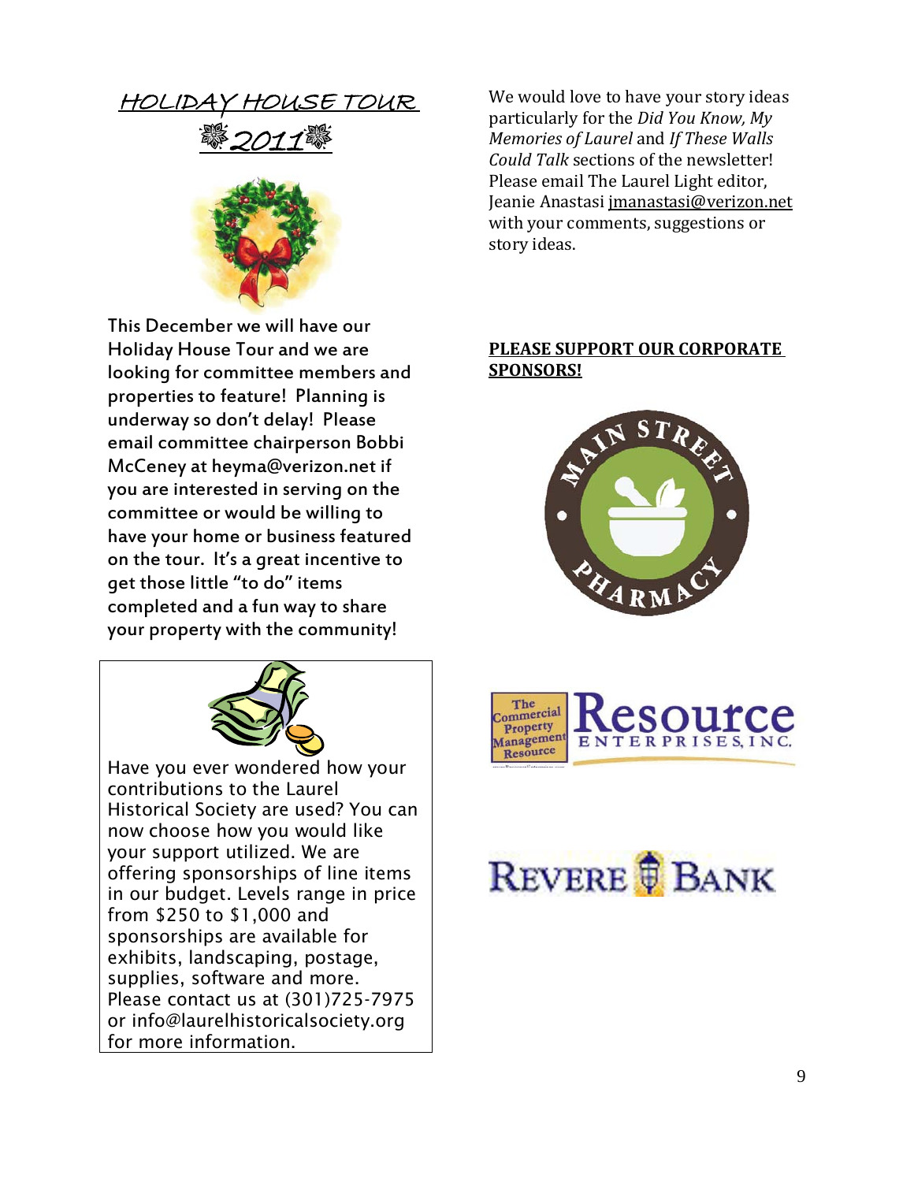## HOLIDAY HOUSE TOUR

## 2011

This December we will have our Holiday House Tour and we are looking for committee members and properties to feature! Planning is underway so don't delay! Please email committee chairperson Bobbi McCeney at heyma@verizon.net if you are interested in serving on the committee or would be willing to have your home or business featured on the tour. It's a great incentive to get those little "to do" items completed and a fun way to share your property with the community!

Have you ever wondered how your contributions to the Laurel Historical Society are used? You can now choose how you would like your support utilized. We are offering sponsorships of line items in our budget. Levels range in price from $250 to $1,000 and sponsorships are available for exhibits, landscaping, postage, supplies, software and more. Please contact us at (301)725-7975 or info@laurelhistoricalsociety.org for more information.

We would love to have your story ideas particularly for the *Did You Know, My Memories of Laurel* and *If These Walls Could Talk* sections of the newsletter! Please email The Laurel Light editor, Jeanie Anastasi jmanastasi@verizon.net with your comments, suggestions or story ideas.

**PLEASE SUPPORT OUR CORPORATE SPONSORS!**

Main Street Pharmacy

The Commercial Property Management Resource — Resource Enterprises, Inc.

Revere Bank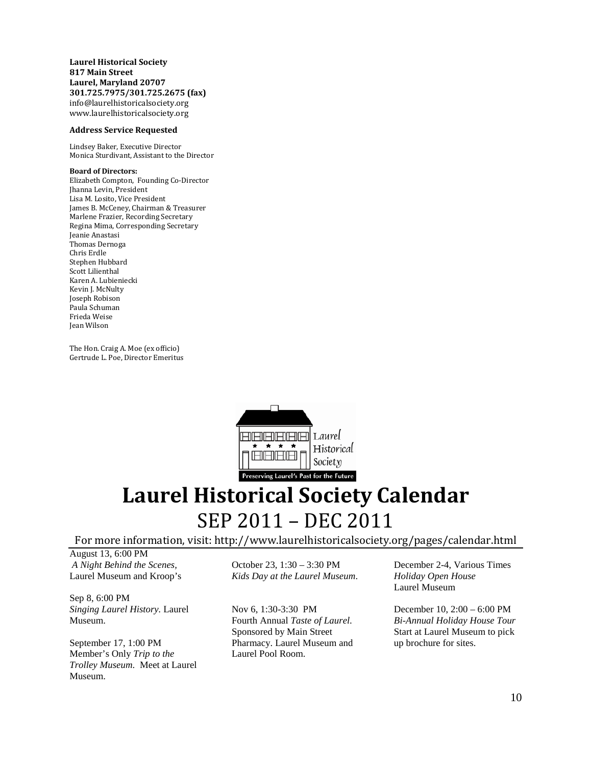**Laurel Historical Society**
**817 Main Street**
**Laurel, Maryland 20707**
**301.725.7975/301.725.2675 (fax)**
info@laurelhistoricalsociety.org
www.laurelhistoricalsociety.org

**Address Service Requested**

Lindsey Baker, Executive Director
Monica Sturdivant, Assistant to the Director

**Board of Directors:**
Elizabeth Compton, Founding Co-Director
Jhanna Levin, President
Lisa M. Losito, Vice President
James B. McCeney, Chairman & Treasurer
Marlene Frazier, Recording Secretary
Regina Mima, Corresponding Secretary
Jeanie Anastasi
Thomas Dernoga
Chris Erdle
Stephen Hubbard
Scott Lilienthal
Karen A. Lubieniecki
Kevin J. McNulty
Joseph Robison
Paula Schuman
Frieda Weise
Jean Wilson

The Hon. Craig A. Moe (ex officio)
Gertrude L. Poe, Director Emeritus

Laurel Historical Society
Preserving Laurel's Past for the Future

# Laurel Historical Society Calendar

## SEP 2011 – DEC 2011

For more information, visit: http://www.laurelhistoricalsociety.org/pages/calendar.html

August 13, 6:00 PM
*A Night Behind the Scenes*, Laurel Museum and Kroop's

Sep 8, 6:00 PM
*Singing Laurel History*. Laurel Museum.

September 17, 1:00 PM
Member's Only *Trip to the Trolley Museum*. Meet at Laurel Museum.

October 23, 1:30 – 3:30 PM
*Kids Day at the Laurel Museum*.

Nov 6, 1:30-3:30 PM
Fourth Annual *Taste of Laurel*. Sponsored by Main Street Pharmacy. Laurel Museum and Laurel Pool Room.

December 2-4, Various Times
*Holiday Open House*
Laurel Museum

December 10, 2:00 – 6:00 PM
*Bi-Annual Holiday House Tour*
Start at Laurel Museum to pick up brochure for sites.